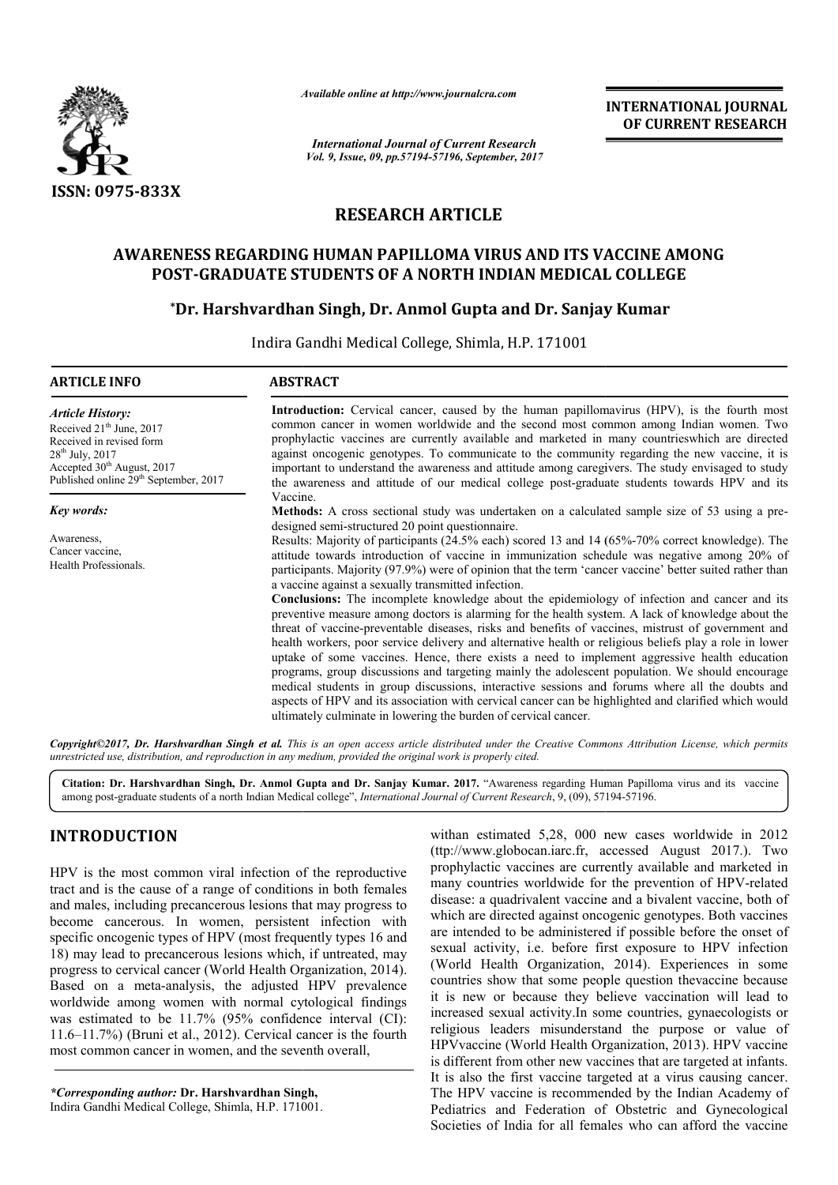*Available online at http://www.journalcra.com*

*International Journal of Current Research*

ISSN: 0975-833X

**INTERNATIONAL JOURNAL OF CURRENT RESEARCH**

# RESEARCH ARTICLE

# AWARENESS REGARDING HUMAN PAPILLOMA VIRUS AND ITS VACCINE AMONG POST-GRADUATE STUDENTS OF A NORTH INDIAN MEDICAL COLLEGE

**\*Dr. Harshvardhan Singh, Dr. Anmol Gupta and Dr. Sanjay Kumar**

Indira Gandhi Medical College, Shimla, H.P. 171001

## ARTICLE INFO

*Article History:*

Received 21[th] June, 2017
Received in revised form
28[th] July, 2017
Accepted 30[th] August, 2017
Published online 29[th] September, 2017

*Key words:*

Awareness,
Cancer vaccine,
Health Professionals.

## ABSTRACT

**Introduction:** Cervical cancer, caused by the human papillomavirus (HPV), is the fourth most common cancer in women worldwide and the second most common among Indian women. Two prophylactic vaccines are currently available and marketed in many countrieswhich are directed against oncogenic genotypes. To communicate to the community regarding the new vaccine, it is important to understand the awareness and attitude among caregivers. The study envisaged to study the awareness and attitude of our medical college post-graduate students towards HPV and its Vaccine.

**Methods:** A cross sectional study was undertaken on a calculated sample size of 53 using a pre-designed semi-structured 20 point questionnaire.

Results: Majority of participants (24.5% each) scored 13 and 14 (65%-70% correct knowledge). The attitude towards introduction of vaccine in immunization schedule was negative among 20% of participants. Majority (97.9%) were of opinion that the term 'cancer vaccine' better suited rather than a vaccine against a sexually transmitted infection.

**Conclusions:** The incomplete knowledge about the epidemiology of infection and cancer and its preventive measure among doctors is alarming for the health system. A lack of knowledge about the threat of vaccine-preventable diseases, risks and benefits of vaccines, mistrust of government and health workers, poor service delivery and alternative health or religious beliefs play a role in lower uptake of some vaccines. Hence, there exists a need to implement aggressive health education programs, group discussions and targeting mainly the adolescent population. We should encourage medical students in group discussions, interactive sessions and forums where all the doubts and aspects of HPV and its association with cervical cancer can be highlighted and clarified which would ultimately culminate in lowering the burden of cervical cancer.

***Copyright©2017, Dr. Harshvardhan Singh et al.*** *This is an open access article distributed under the Creative Commons Attribution License, which permits unrestricted use, distribution, and reproduction in any medium, provided the original work is properly cited.*

**Citation: Dr. Harshvardhan Singh, Dr. Anmol Gupta and Dr. Sanjay Kumar. 2017.** "Awareness regarding Human Papilloma virus and its vaccine among post-graduate students of a north Indian Medical college", *International Journal of Current Research*, 9, (09), 57194-57196.

## INTRODUCTION

HPV is the most common viral infection of the reproductive tract and is the cause of a range of conditions in both females and males, including precancerous lesions that may progress to become cancerous. In women, persistent infection with specific oncogenic types of HPV (most frequently types 16 and 18) may lead to precancerous lesions which, if untreated, may progress to cervical cancer (World Health Organization, 2014). Based on a meta-analysis, the adjusted HPV prevalence worldwide among women with normal cytological findings was estimated to be 11.7% (95% confidence interval (CI): 11.6–11.7%) (Bruni et al., 2012). Cervical cancer is the fourth most common cancer in women, and the seventh overall, withan estimated 5,28, 000 new cases worldwide in 2012 (ttp://www.globocan.iarc.fr, accessed August 2017.). Two prophylactic vaccines are currently available and marketed in many countries worldwide for the prevention of HPV-related disease: a quadrivalent vaccine and a bivalent vaccine, both of which are directed against oncogenic genotypes. Both vaccines are intended to be administered if possible before the onset of sexual activity, i.e. before first exposure to HPV infection (World Health Organization, 2014). Experiences in some countries show that some people question thevaccine because it is new or because they believe vaccination will lead to increased sexual activity.In some countries, gynaecologists or religious leaders misunderstand the purpose or value of HPVvaccine (World Health Organization, 2013). HPV vaccine is different from other new vaccines that are targeted at infants. It is also the first vaccine targeted at a virus causing cancer. The HPV vaccine is recommended by the Indian Academy of Pediatrics and Federation of Obstetric and Gynecological Societies of India for all females who can afford the vaccine

*\*Corresponding author:* **Dr. Harshvardhan Singh,**
Indira Gandhi Medical College, Shimla, H.P. 171001.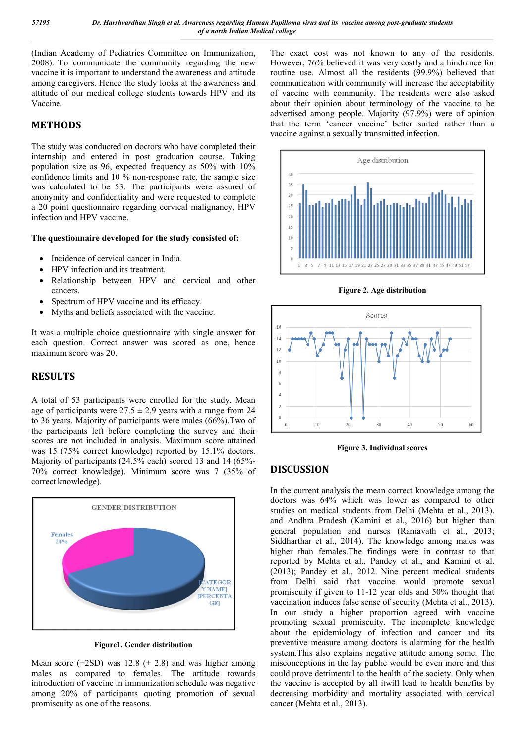(Indian Academy of Pediatrics Committee on Immunization, 2008). To communicate the community regarding the new vaccine it is important to understand the awareness and attitude among caregivers. Hence the study looks at the awareness and attitude of our medical college students towards HPV and its Vaccine.

## METHODS

The study was conducted on doctors who have completed their internship and entered in post graduation course. Taking population size as 96, expected frequency as 50% with 10% confidence limits and 10 % non-response rate, the sample size was calculated to be 53. The participants were assured of anonymity and confidentiality and were requested to complete a 20 point questionnaire regarding cervical malignancy, HPV infection and HPV vaccine.

**The questionnaire developed for the study consisted of:**

- Incidence of cervical cancer in India.
- HPV infection and its treatment.
- Relationship between HPV and cervical and other cancers.
- Spectrum of HPV vaccine and its efficacy.
- Myths and beliefs associated with the vaccine.

It was a multiple choice questionnaire with single answer for each question. Correct answer was scored as one, hence maximum score was 20.

## RESULTS

A total of 53 participants were enrolled for the study. Mean age of participants were 27.5 ± 2.9 years with a range from 24 to 36 years. Majority of participants were males (66%).Two of the participants left before completing the survey and their scores are not included in analysis. Maximum score attained was 15 (75% correct knowledge) reported by 15.1% doctors. Majority of participants (24.5% each) scored 13 and 14 (65%-70% correct knowledge). Minimum score was 7 (35% of correct knowledge).

**Figure1. Gender distribution**

Mean score (±2SD) was 12.8 (± 2.8) and was higher among males as compared to females. The attitude towards introduction of vaccine in immunization schedule was negative among 20% of participants quoting promotion of sexual promiscuity as one of the reasons.

The exact cost was not known to any of the residents. However, 76% believed it was very costly and a hindrance for routine use. Almost all the residents (99.9%) believed that communication with community will increase the acceptability of vaccine with community. The residents were also asked about their opinion about terminology of the vaccine to be advertised among people. Majority (97.9%) were of opinion that the term 'cancer vaccine' better suited rather than a vaccine against a sexually transmitted infection.

**Figure 2. Age distribution**

**Figure 3. Individual scores**

## DISCUSSION

In the current analysis the mean correct knowledge among the doctors was 64% which was lower as compared to other studies on medical students from Delhi (Mehta et al., 2013). and Andhra Pradesh (Kamini et al., 2016) but higher than general population and nurses (Ramavath et al., 2013; Siddharthar et al., 2014). The knowledge among males was higher than females.The findings were in contrast to that reported by Mehta et al., Pandey et al., and Kamini et al. (2013); Pandey et al., 2012. Nine percent medical students from Delhi said that vaccine would promote sexual promiscuity if given to 11-12 year olds and 50% thought that vaccination induces false sense of security (Mehta et al., 2013). In our study a higher proportion agreed with vaccine promoting sexual promiscuity. The incomplete knowledge about the epidemiology of infection and cancer and its preventive measure among doctors is alarming for the health system.This also explains negative attitude among some. The misconceptions in the lay public would be even more and this could prove detrimental to the health of the society. Only when the vaccine is accepted by all itwill lead to health benefits by decreasing morbidity and mortality associated with cervical cancer (Mehta et al., 2013).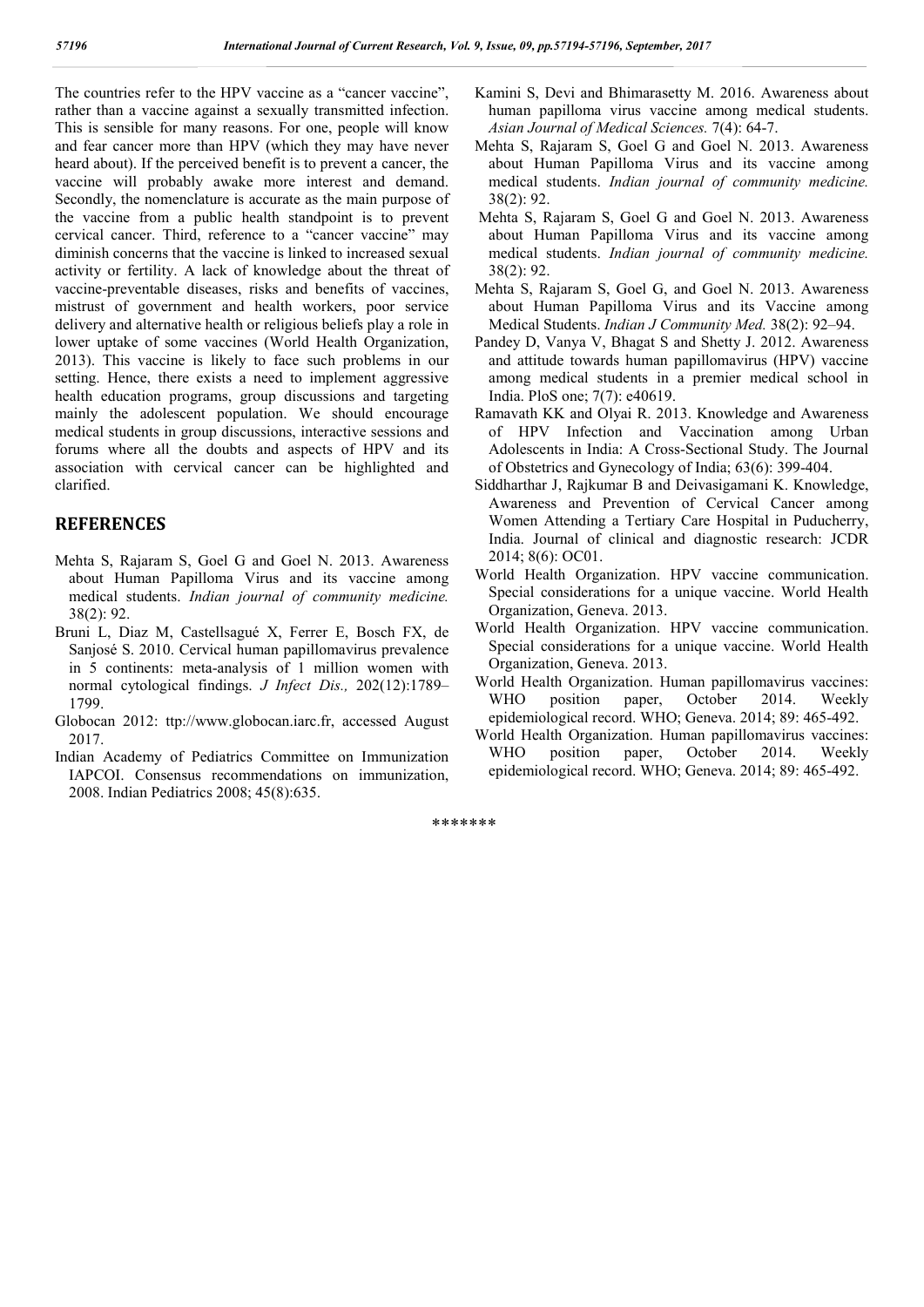The countries refer to the HPV vaccine as a "cancer vaccine", rather than a vaccine against a sexually transmitted infection. This is sensible for many reasons. For one, people will know and fear cancer more than HPV (which they may have never heard about). If the perceived benefit is to prevent a cancer, the vaccine will probably awake more interest and demand. Secondly, the nomenclature is accurate as the main purpose of the vaccine from a public health standpoint is to prevent cervical cancer. Third, reference to a "cancer vaccine" may diminish concerns that the vaccine is linked to increased sexual activity or fertility. A lack of knowledge about the threat of vaccine-preventable diseases, risks and benefits of vaccines, mistrust of government and health workers, poor service delivery and alternative health or religious beliefs play a role in lower uptake of some vaccines (World Health Organization, 2013). This vaccine is likely to face such problems in our setting. Hence, there exists a need to implement aggressive health education programs, group discussions and targeting mainly the adolescent population. We should encourage medical students in group discussions, interactive sessions and forums where all the doubts and aspects of HPV and its association with cervical cancer can be highlighted and clarified.

## REFERENCES

Mehta S, Rajaram S, Goel G and Goel N. 2013. Awareness about Human Papilloma Virus and its vaccine among medical students. *Indian journal of community medicine.* 38(2): 92.

Bruni L, Diaz M, Castellsagué X, Ferrer E, Bosch FX, de Sanjosé S. 2010. Cervical human papillomavirus prevalence in 5 continents: meta-analysis of 1 million women with normal cytological findings. *J Infect Dis.,* 202(12):1789–1799.

Globocan 2012: ttp://www.globocan.iarc.fr, accessed August 2017.

Indian Academy of Pediatrics Committee on Immunization IAPCOI. Consensus recommendations on immunization, 2008. Indian Pediatrics 2008; 45(8):635.

Kamini S, Devi and Bhimarasetty M. 2016. Awareness about human papilloma virus vaccine among medical students. *Asian Journal of Medical Sciences.* 7(4): 64-7.

Mehta S, Rajaram S, Goel G and Goel N. 2013. Awareness about Human Papilloma Virus and its vaccine among medical students. *Indian journal of community medicine.* 38(2): 92.

Mehta S, Rajaram S, Goel G and Goel N. 2013. Awareness about Human Papilloma Virus and its vaccine among medical students. *Indian journal of community medicine.* 38(2): 92.

Mehta S, Rajaram S, Goel G, and Goel N. 2013. Awareness about Human Papilloma Virus and its Vaccine among Medical Students. *Indian J Community Med.* 38(2): 92–94.

Pandey D, Vanya V, Bhagat S and Shetty J. 2012. Awareness and attitude towards human papillomavirus (HPV) vaccine among medical students in a premier medical school in India. PloS one; 7(7): e40619.

Ramavath KK and Olyai R. 2013. Knowledge and Awareness of HPV Infection and Vaccination among Urban Adolescents in India: A Cross-Sectional Study. The Journal of Obstetrics and Gynecology of India; 63(6): 399-404.

Siddharthar J, Rajkumar B and Deivasigamani K. Knowledge, Awareness and Prevention of Cervical Cancer among Women Attending a Tertiary Care Hospital in Puducherry, India. Journal of clinical and diagnostic research: JCDR 2014; 8(6): OC01.

World Health Organization. HPV vaccine communication. Special considerations for a unique vaccine. World Health Organization, Geneva. 2013.

World Health Organization. HPV vaccine communication. Special considerations for a unique vaccine. World Health Organization, Geneva. 2013.

World Health Organization. Human papillomavirus vaccines: WHO position paper, October 2014. Weekly epidemiological record. WHO; Geneva. 2014; 89: 465-492.

World Health Organization. Human papillomavirus vaccines: WHO position paper, October 2014. Weekly epidemiological record. WHO; Geneva. 2014; 89: 465-492.

\*\*\*\*\*\*\*